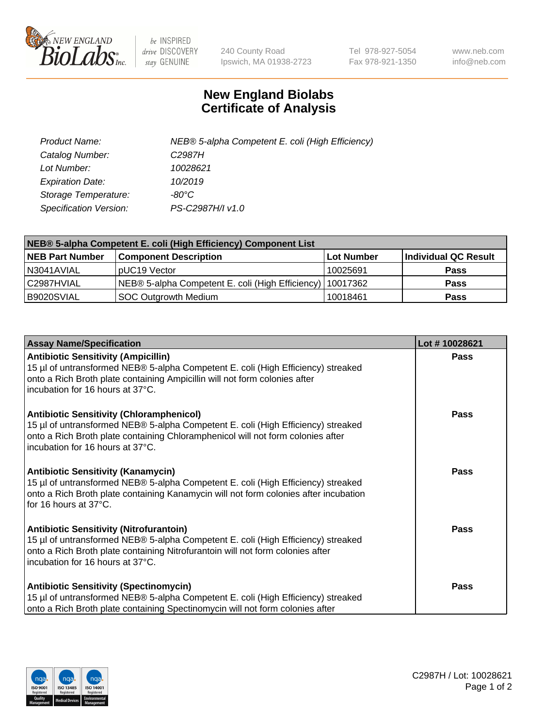New England BioLabs Inc. — be INSPIRED drive DISCOVERY stay GENUINE

240 County Road
Ipswich, MA 01938-2723

Tel 978-927-5054
Fax 978-921-1350

www.neb.com
info@neb.com

# New England Biolabs Certificate of Analysis

| | |
|---|---|
| *Product Name:* | *NEB® 5-alpha Competent E. coli (High Efficiency)* |
| *Catalog Number:* | *C2987H* |
| *Lot Number:* | *10028621* |
| *Expiration Date:* | *10/2019* |
| *Storage Temperature:* | *-80°C* |
| *Specification Version:* | *PS-C2987H/I v1.0* |

| **NEB® 5-alpha Competent E. coli (High Efficiency) Component List** | | | |
|---|---|---|---|
| **NEB Part Number** | **Component Description** | **Lot Number** | **Individual QC Result** |
| N3041AVIAL | pUC19 Vector | 10025691 | **Pass** |
| C2987HVIAL | NEB® 5-alpha Competent E. coli (High Efficiency) | 10017362 | **Pass** |
| B9020SVIAL | SOC Outgrowth Medium | 10018461 | **Pass** |

| **Assay Name/Specification** | **Lot # 10028621** |
|---|---|
| **Antibiotic Sensitivity (Ampicillin)** 15 µl of untransformed NEB® 5-alpha Competent E. coli (High Efficiency) streaked onto a Rich Broth plate containing Ampicillin will not form colonies after incubation for 16 hours at 37°C. | **Pass** |
| **Antibiotic Sensitivity (Chloramphenicol)** 15 µl of untransformed NEB® 5-alpha Competent E. coli (High Efficiency) streaked onto a Rich Broth plate containing Chloramphenicol will not form colonies after incubation for 16 hours at 37°C. | **Pass** |
| **Antibiotic Sensitivity (Kanamycin)** 15 µl of untransformed NEB® 5-alpha Competent E. coli (High Efficiency) streaked onto a Rich Broth plate containing Kanamycin will not form colonies after incubation for 16 hours at 37°C. | **Pass** |
| **Antibiotic Sensitivity (Nitrofurantoin)** 15 µl of untransformed NEB® 5-alpha Competent E. coli (High Efficiency) streaked onto a Rich Broth plate containing Nitrofurantoin will not form colonies after incubation for 16 hours at 37°C. | **Pass** |
| **Antibiotic Sensitivity (Spectinomycin)** 15 µl of untransformed NEB® 5-alpha Competent E. coli (High Efficiency) streaked onto a Rich Broth plate containing Spectinomycin will not form colonies after | **Pass** |

C2987H / Lot: 10028621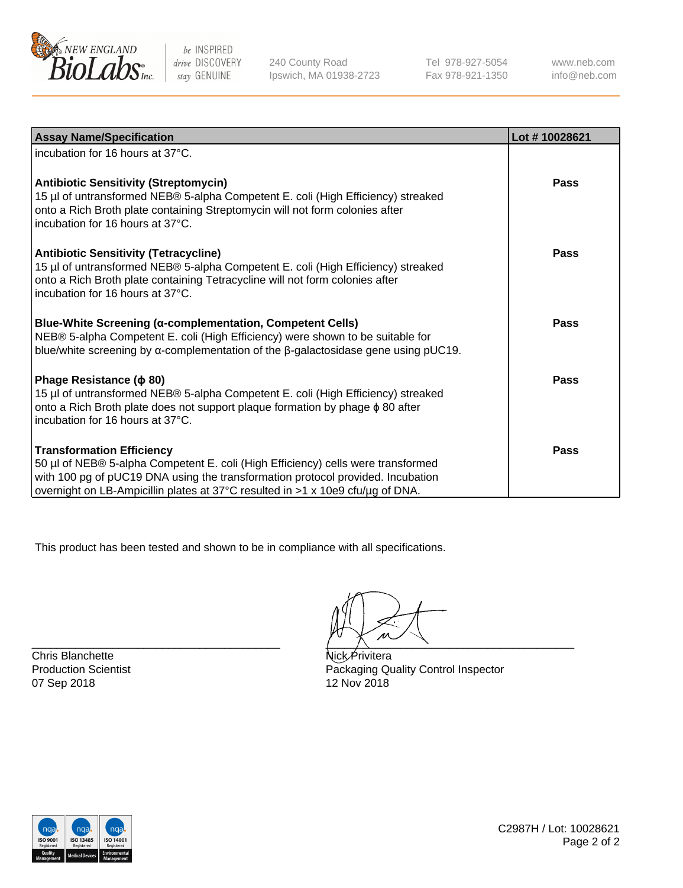240 County Road
Ipswich, MA 01938-2723

Tel 978-927-5054
Fax 978-921-1350

www.neb.com
info@neb.com

| Assay Name/Specification | Lot # 10028621 |
|---|---|
| incubation for 16 hours at 37°C. | |
| **Antibiotic Sensitivity (Streptomycin)**<br>15 µl of untransformed NEB® 5-alpha Competent E. coli (High Efficiency) streaked onto a Rich Broth plate containing Streptomycin will not form colonies after incubation for 16 hours at 37°C. | Pass |
| **Antibiotic Sensitivity (Tetracycline)**<br>15 µl of untransformed NEB® 5-alpha Competent E. coli (High Efficiency) streaked onto a Rich Broth plate containing Tetracycline will not form colonies after incubation for 16 hours at 37°C. | Pass |
| **Blue-White Screening (α-complementation, Competent Cells)**<br>NEB® 5-alpha Competent E. coli (High Efficiency) were shown to be suitable for blue/white screening by α-complementation of the β-galactosidase gene using pUC19. | Pass |
| **Phage Resistance (ϕ 80)**<br>15 µl of untransformed NEB® 5-alpha Competent E. coli (High Efficiency) streaked onto a Rich Broth plate does not support plaque formation by phage ϕ 80 after incubation for 16 hours at 37°C. | Pass |
| **Transformation Efficiency**<br>50 µl of NEB® 5-alpha Competent E. coli (High Efficiency) cells were transformed with 100 pg of pUC19 DNA using the transformation protocol provided. Incubation overnight on LB-Ampicillin plates at 37°C resulted in >1 x 10e9 cfu/µg of DNA. | Pass |

This product has been tested and shown to be in compliance with all specifications.

Chris Blanchette
Production Scientist
07 Sep 2018

Nick Privitera
Packaging Quality Control Inspector
12 Nov 2018

C2987H / Lot: 10028621